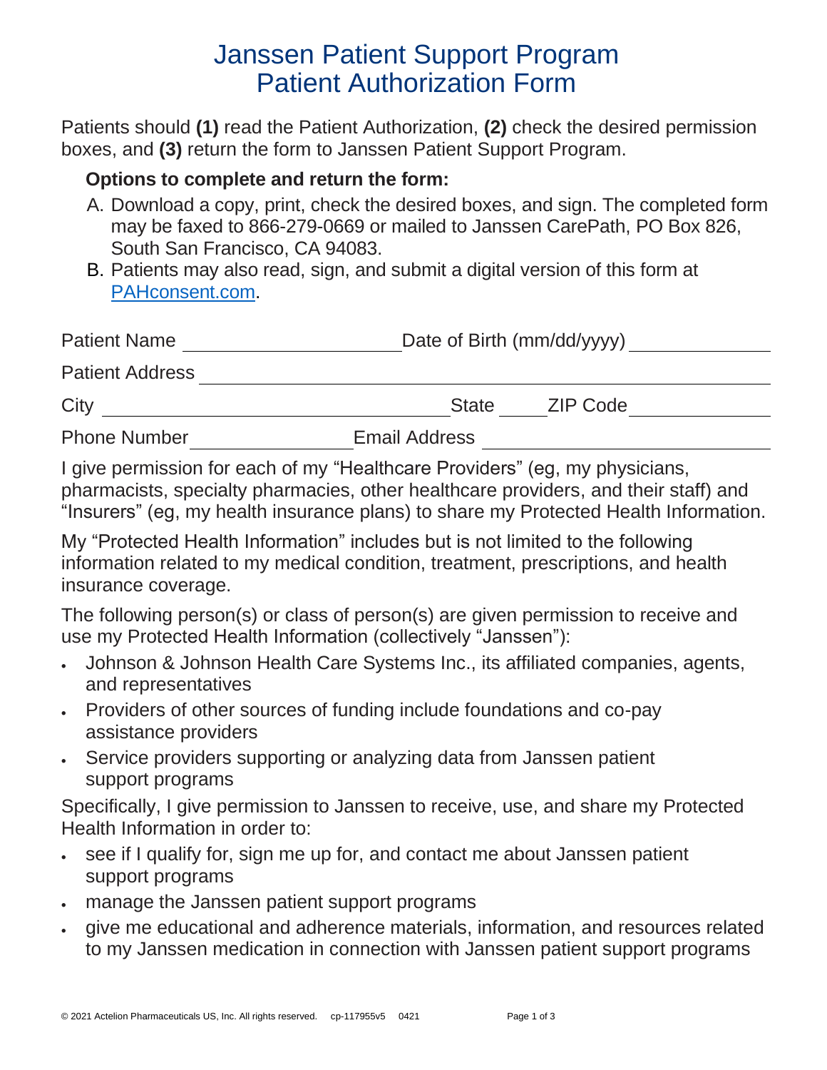# Janssen Patient Support Program
# Patient Authorization Form

Patients should **(1)** read the Patient Authorization, **(2)** check the desired permission boxes, and **(3)** return the form to Janssen Patient Support Program.

### Options to complete and return the form:

A. Download a copy, print, check the desired boxes, and sign. The completed form may be faxed to 866-279-0669 or mailed to Janssen CarePath, PO Box 826, South San Francisco, CA 94083.

B. Patients may also read, sign, and submit a digital version of this form at PAHconsent.com.

Patient Name ______________________ Date of Birth (mm/dd/yyyy) ______________

Patient Address ______________________________________________

City ______________________________ State _____ ZIP Code ______________

Phone Number ________________ Email Address ______________________

I give permission for each of my "Healthcare Providers" (eg, my physicians, pharmacists, specialty pharmacies, other healthcare providers, and their staff) and "Insurers" (eg, my health insurance plans) to share my Protected Health Information.

My "Protected Health Information" includes but is not limited to the following information related to my medical condition, treatment, prescriptions, and health insurance coverage.

The following person(s) or class of person(s) are given permission to receive and use my Protected Health Information (collectively "Janssen"):

- Johnson & Johnson Health Care Systems Inc., its affiliated companies, agents, and representatives
- Providers of other sources of funding include foundations and co-pay assistance providers
- Service providers supporting or analyzing data from Janssen patient support programs

Specifically, I give permission to Janssen to receive, use, and share my Protected Health Information in order to:

- see if I qualify for, sign me up for, and contact me about Janssen patient support programs
- manage the Janssen patient support programs
- give me educational and adherence materials, information, and resources related to my Janssen medication in connection with Janssen patient support programs

© 2021 Actelion Pharmaceuticals US, Inc. All rights reserved. cp-117955v5 0421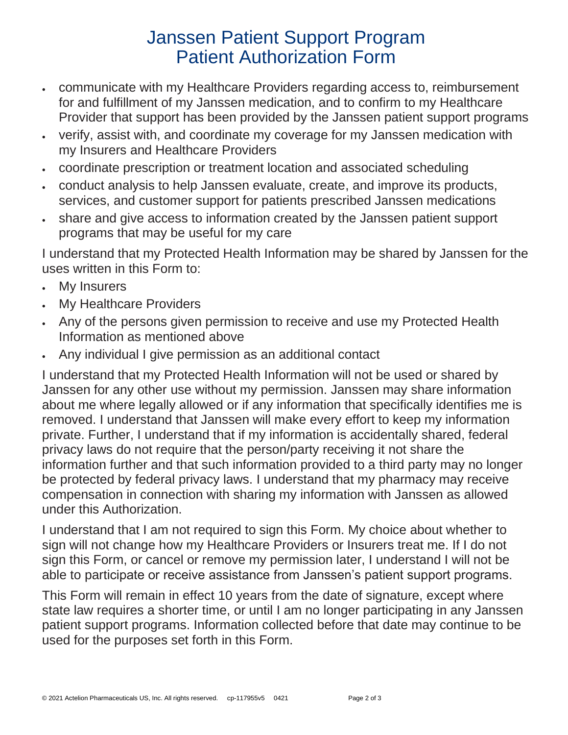# Janssen Patient Support Program
# Patient Authorization Form

- communicate with my Healthcare Providers regarding access to, reimbursement for and fulfillment of my Janssen medication, and to confirm to my Healthcare Provider that support has been provided by the Janssen patient support programs
- verify, assist with, and coordinate my coverage for my Janssen medication with my Insurers and Healthcare Providers
- coordinate prescription or treatment location and associated scheduling
- conduct analysis to help Janssen evaluate, create, and improve its products, services, and customer support for patients prescribed Janssen medications
- share and give access to information created by the Janssen patient support programs that may be useful for my care

I understand that my Protected Health Information may be shared by Janssen for the uses written in this Form to:

- My Insurers
- My Healthcare Providers
- Any of the persons given permission to receive and use my Protected Health Information as mentioned above
- Any individual I give permission as an additional contact

I understand that my Protected Health Information will not be used or shared by Janssen for any other use without my permission. Janssen may share information about me where legally allowed or if any information that specifically identifies me is removed. I understand that Janssen will make every effort to keep my information private. Further, I understand that if my information is accidentally shared, federal privacy laws do not require that the person/party receiving it not share the information further and that such information provided to a third party may no longer be protected by federal privacy laws. I understand that my pharmacy may receive compensation in connection with sharing my information with Janssen as allowed under this Authorization.

I understand that I am not required to sign this Form. My choice about whether to sign will not change how my Healthcare Providers or Insurers treat me. If I do not sign this Form, or cancel or remove my permission later, I understand I will not be able to participate or receive assistance from Janssen's patient support programs.

This Form will remain in effect 10 years from the date of signature, except where state law requires a shorter time, or until I am no longer participating in any Janssen patient support programs. Information collected before that date may continue to be used for the purposes set forth in this Form.

© 2021 Actelion Pharmaceuticals US, Inc. All rights reserved. cp-117955v5 0421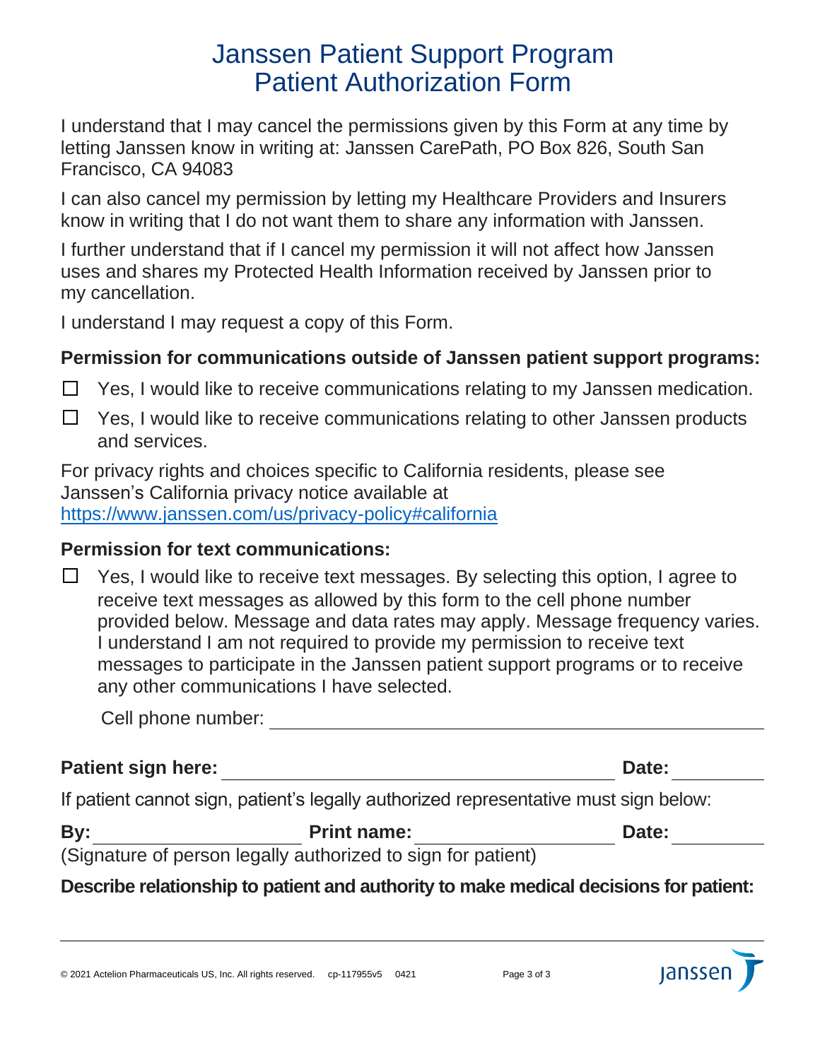# Janssen Patient Support Program
# Patient Authorization Form

I understand that I may cancel the permissions given by this Form at any time by letting Janssen know in writing at: Janssen CarePath, PO Box 826, South San Francisco, CA 94083

I can also cancel my permission by letting my Healthcare Providers and Insurers know in writing that I do not want them to share any information with Janssen.

I further understand that if I cancel my permission it will not affect how Janssen uses and shares my Protected Health Information received by Janssen prior to my cancellation.

I understand I may request a copy of this Form.

**Permission for communications outside of Janssen patient support programs:**

- ☐ Yes, I would like to receive communications relating to my Janssen medication.
- ☐ Yes, I would like to receive communications relating to other Janssen products and services.

For privacy rights and choices specific to California residents, please see Janssen's California privacy notice available at https://www.janssen.com/us/privacy-policy#california

**Permission for text communications:**

- ☐ Yes, I would like to receive text messages. By selecting this option, I agree to receive text messages as allowed by this form to the cell phone number provided below. Message and data rates may apply. Message frequency varies. I understand I am not required to provide my permission to receive text messages to participate in the Janssen patient support programs or to receive any other communications I have selected.

  Cell phone number: ____________________

**Patient sign here:** ____________________ **Date:** __________

If patient cannot sign, patient's legally authorized representative must sign below:

**By:** ____________________ **Print name:** ____________________ **Date:** __________

(Signature of person legally authorized to sign for patient)

**Describe relationship to patient and authority to make medical decisions for patient:**

© 2021 Actelion Pharmaceuticals US, Inc. All rights reserved. cp-117955v5 0421

janssen